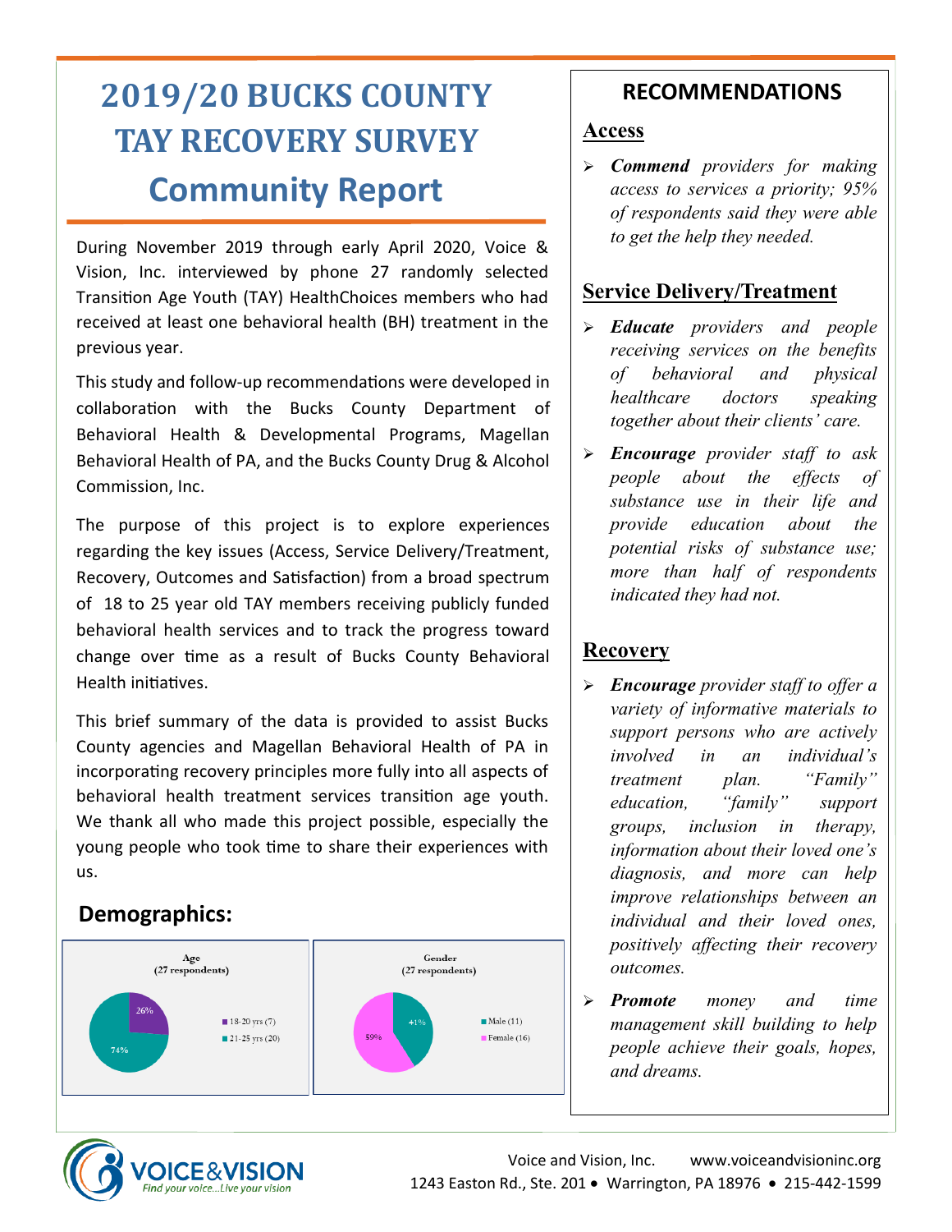# 2019/20 BUCKS COUNTY TAY RECOVERY SURVEY

## Community Report

During November 2019 through early April 2020, Voice & Vision, Inc. interviewed by phone 27 randomly selected Transition Age Youth (TAY) HealthChoices members who had received at least one behavioral health (BH) treatment in the previous year.

This study and follow-up recommendations were developed in collaboration with the Bucks County Department of Behavioral Health & Developmental Programs, Magellan Behavioral Health of PA, and the Bucks County Drug & Alcohol Commission, Inc.

The purpose of this project is to explore experiences regarding the key issues (Access, Service Delivery/Treatment, Recovery, Outcomes and Satisfaction) from a broad spectrum of 18 to 25 year old TAY members receiving publicly funded behavioral health services and to track the progress toward change over time as a result of Bucks County Behavioral Health initiatives.

This brief summary of the data is provided to assist Bucks County agencies and Magellan Behavioral Health of PA in incorporating recovery principles more fully into all aspects of behavioral health treatment services transition age youth. We thank all who made this project possible, especially the young people who took time to share their experiences with us.

## Demographics:

**Age (27 respondents)**

- 18-20 yrs (7): 26%
- 21-25 yrs (20): 74%

**Gender (27 respondents)**

- Male (11): 41%
- Female (16): 59%

## RECOMMENDATIONS

### Access

- ***Commend*** *providers for making access to services a priority; 95% of respondents said they were able to get the help they needed.*

### Service Delivery/Treatment

- ***Educate*** *providers and people receiving services on the benefits of behavioral and physical healthcare doctors speaking together about their clients' care.*
- ***Encourage*** *provider staff to ask people about the effects of substance use in their life and provide education about the potential risks of substance use; more than half of respondents indicated they had not.*

### Recovery

- ***Encourage*** *provider staff to offer a variety of informative materials to support persons who are actively involved in an individual's treatment plan. "Family" education, "family" support groups, inclusion in therapy, information about their loved one's diagnosis, and more can help improve relationships between an individual and their loved ones, positively affecting their recovery outcomes.*
- ***Promote*** *money and time management skill building to help people achieve their goals, hopes, and dreams.*

VOICE&VISION — Find your voice...Live your vision

Voice and Vision, Inc. www.voiceandvisioninc.org
1243 Easton Rd., Ste. 201 • Warrington, PA 18976 • 215-442-1599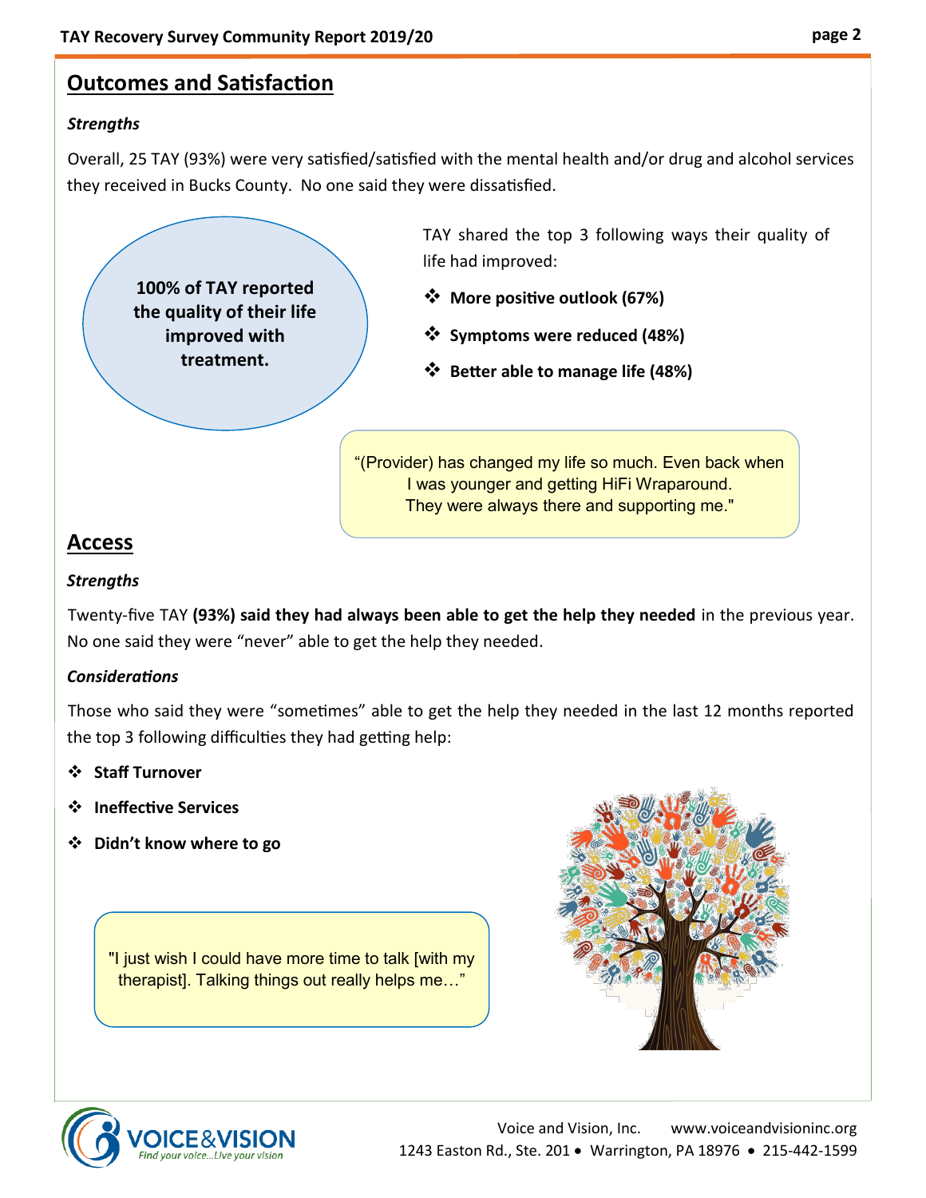## Outcomes and Satisfaction

### *Strengths*

Overall, 25 TAY (93%) were very satisfied/satisfied with the mental health and/or drug and alcohol services they received in Bucks County. No one said they were dissatisfied.

**100% of TAY reported the quality of their life improved with treatment.**

TAY shared the top 3 following ways their quality of life had improved:

- **More positive outlook (67%)**
- **Symptoms were reduced (48%)**
- **Better able to manage life (48%)**

"(Provider) has changed my life so much. Even back when I was younger and getting HiFi Wraparound. They were always there and supporting me."

## Access

### *Strengths*

Twenty-five TAY **(93%) said they had always been able to get the help they needed** in the previous year. No one said they were "never" able to get the help they needed.

### *Considerations*

Those who said they were "sometimes" able to get the help they needed in the last 12 months reported the top 3 following difficulties they had getting help:

- **Staff Turnover**
- **Ineffective Services**
- **Didn't know where to go**

"I just wish I could have more time to talk [with my therapist]. Talking things out really helps me…"

Voice and Vision, Inc. www.voiceandvisioninc.org
1243 Easton Rd., Ste. 201 • Warrington, PA 18976 • 215-442-1599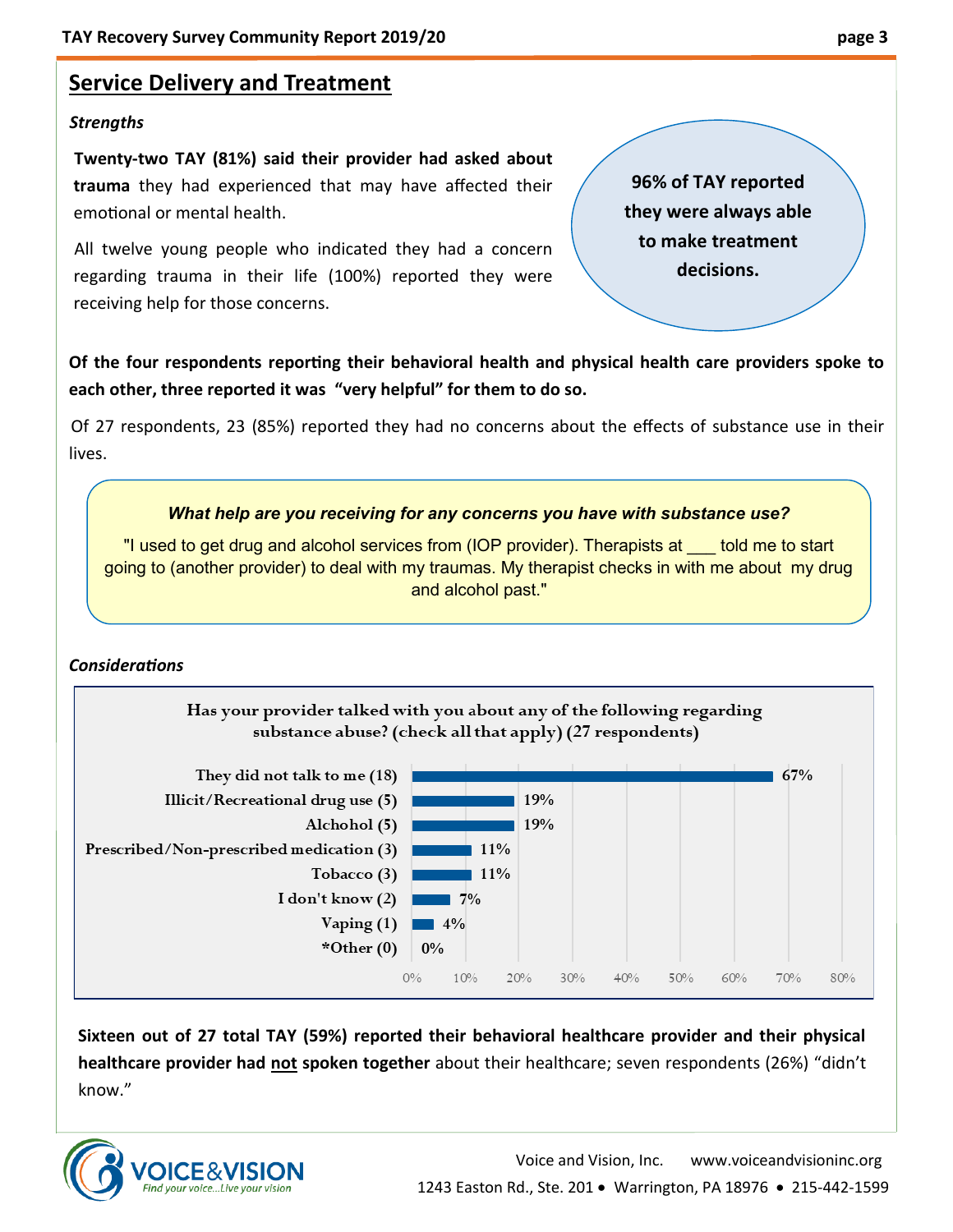## Service Delivery and Treatment

### *Strengths*

**Twenty-two TAY (81%) said their provider had asked about trauma** they had experienced that may have affected their emotional or mental health.

All twelve young people who indicated they had a concern regarding trauma in their life (100%) reported they were receiving help for those concerns.

**96% of TAY reported they were always able to make treatment decisions.**

**Of the four respondents reporting their behavioral health and physical health care providers spoke to each other, three reported it was "very helpful" for them to do so.**

Of 27 respondents, 23 (85%) reported they had no concerns about the effects of substance use in their lives.

***What help are you receiving for any concerns you have with substance use?***

"I used to get drug and alcohol services from (IOP provider). Therapists at ___ told me to start going to (another provider) to deal with my traumas. My therapist checks in with me about my drug and alcohol past."

### *Considerations*

**Has your provider talked with you about any of the following regarding substance abuse? (check all that apply) (27 respondents)**

| Response | Percent |
|---|---|
| They did not talk to me (18) | 67% |
| Illicit/Recreational drug use (5) | 19% |
| Alchohol (5) | 19% |
| Prescribed/Non-prescribed medication (3) | 11% |
| Tobacco (3) | 11% |
| I don't know (2) | 7% |
| Vaping (1) | 4% |
| *Other (0) | 0% |

**Sixteen out of 27 total TAY (59%) reported their behavioral healthcare provider and their physical healthcare provider had <u>not</u> spoken together** about their healthcare; seven respondents (26%) "didn't know."

Voice and Vision, Inc. www.voiceandvisioninc.org
1243 Easton Rd., Ste. 201 • Warrington, PA 18976 • 215-442-1599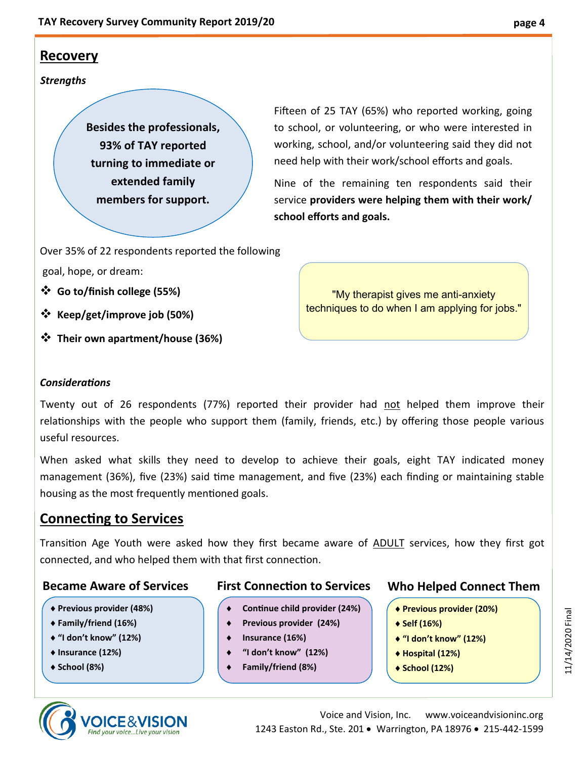## Recovery

***Strengths***

**Besides the professionals, 93% of TAY reported turning to immediate or extended family members for support.**

Fifteen of 25 TAY (65%) who reported working, going to school, or volunteering, or who were interested in working, school, and/or volunteering said they did not need help with their work/school efforts and goals.

Nine of the remaining ten respondents said their service **providers were helping them with their work/ school efforts and goals.**

Over 35% of 22 respondents reported the following goal, hope, or dream:

- **Go to/finish college (55%)**
- **Keep/get/improve job (50%)**
- **Their own apartment/house (36%)**

"My therapist gives me anti-anxiety techniques to do when I am applying for jobs."

***Considerations***

Twenty out of 26 respondents (77%) reported their provider had not helped them improve their relationships with the people who support them (family, friends, etc.) by offering those people various useful resources.

When asked what skills they need to develop to achieve their goals, eight TAY indicated money management (36%), five (23%) said time management, and five (23%) each finding or maintaining stable housing as the most frequently mentioned goals.

## Connecting to Services

Transition Age Youth were asked how they first became aware of ADULT services, how they first got connected, and who helped them with that first connection.

### Became Aware of Services

- **Previous provider (48%)**
- **Family/friend (16%)**
- **"I don't know" (12%)**
- **Insurance (12%)**
- **School (8%)**

### First Connection to Services

- **Continue child provider (24%)**
- **Previous provider (24%)**
- **Insurance (16%)**
- **"I don't know" (12%)**
- **Family/friend (8%)**

### Who Helped Connect Them

- **Previous provider (20%)**
- **Self (16%)**
- **"I don't know" (12%)**
- **Hospital (12%)**
- **School (12%)**

Voice and Vision, Inc. www.voiceandvisioninc.org
1243 Easton Rd., Ste. 201 • Warrington, PA 18976 • 215-442-1599